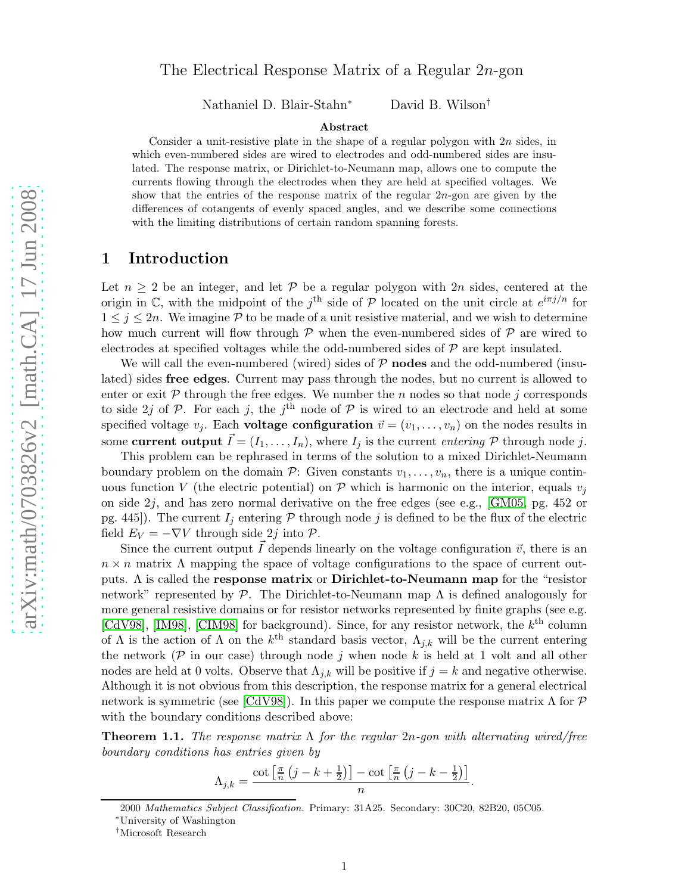# The Electrical Response Matrix of a Regular $2n$-gon

Nathaniel D. Blair-Stahn* David B. Wilson†

**Abstract**

Consider a unit-resistive plate in the shape of a regular polygon with $2n$ sides, in which even-numbered sides are wired to electrodes and odd-numbered sides are insulated. The response matrix, or Dirichlet-to-Neumann map, allows one to compute the currents flowing through the electrodes when they are held at specified voltages. We show that the entries of the response matrix of the regular $2n$-gon are given by the differences of cotangents of evenly spaced angles, and we describe some connections with the limiting distributions of certain random spanning forests.

## 1 Introduction

Let $n \geq 2$ be an integer, and let $\mathcal{P}$ be a regular polygon with $2n$ sides, centered at the origin in $\mathbb{C}$, with the midpoint of the $j^{\text{th}}$ side of $\mathcal{P}$ located on the unit circle at $e^{i\pi j/n}$ for $1 \leq j \leq 2n$. We imagine $\mathcal{P}$ to be made of a unit resistive material, and we wish to determine how much current will flow through $\mathcal{P}$ when the even-numbered sides of $\mathcal{P}$ are wired to electrodes at specified voltages while the odd-numbered sides of $\mathcal{P}$ are kept insulated.

We will call the even-numbered (wired) sides of $\mathcal{P}$ **nodes** and the odd-numbered (insulated) sides **free edges**. Current may pass through the nodes, but no current is allowed to enter or exit $\mathcal{P}$ through the free edges. We number the $n$ nodes so that node $j$ corresponds to side $2j$ of $\mathcal{P}$. For each $j$, the $j^{\text{th}}$ node of $\mathcal{P}$ is wired to an electrode and held at some specified voltage $v_j$. Each **voltage configuration** $\vec{v} = (v_1, \ldots, v_n)$ on the nodes results in some **current output** $\vec{I} = (I_1, \ldots, I_n)$, where $I_j$ is the current *entering* $\mathcal{P}$ through node $j$.

This problem can be rephrased in terms of the solution to a mixed Dirichlet-Neumann boundary problem on the domain $\mathcal{P}$: Given constants $v_1, \ldots, v_n$, there is a unique continuous function $V$ (the electric potential) on $\mathcal{P}$ which is harmonic on the interior, equals $v_j$ on side $2j$, and has zero normal derivative on the free edges (see e.g., [GM05, pg. 452 or pg. 445]). The current $I_j$ entering $\mathcal{P}$ through node $j$ is defined to be the flux of the electric field $E_V = -\nabla V$ through side $2j$ into $\mathcal{P}$.

Since the current output $\vec{I}$ depends linearly on the voltage configuration $\vec{v}$, there is an $n \times n$ matrix $\Lambda$ mapping the space of voltage configurations to the space of current outputs. $\Lambda$ is called the **response matrix** or **Dirichlet-to-Neumann map** for the "resistor network" represented by $\mathcal{P}$. The Dirichlet-to-Neumann map $\Lambda$ is defined analogously for more general resistive domains or for resistor networks represented by finite graphs (see e.g. [CdV98], [IM98], [CIM98] for background). Since, for any resistor network, the $k^{\text{th}}$ column of $\Lambda$ is the action of $\Lambda$ on the $k^{\text{th}}$ standard basis vector, $\Lambda_{j,k}$ will be the current entering the network ($\mathcal{P}$ in our case) through node $j$ when node $k$ is held at 1 volt and all other nodes are held at 0 volts. Observe that $\Lambda_{j,k}$ will be positive if $j = k$ and negative otherwise. Although it is not obvious from this description, the response matrix for a general electrical network is symmetric (see [CdV98]). In this paper we compute the response matrix $\Lambda$ for $\mathcal{P}$ with the boundary conditions described above:

**Theorem 1.1.** *The response matrix $\Lambda$ for the regular $2n$-gon with alternating wired/free boundary conditions has entries given by*

$$\Lambda_{j,k} = \frac{\cot\left[\frac{\pi}{n}\left(j-k+\frac{1}{2}\right)\right] - \cot\left[\frac{\pi}{n}\left(j-k-\frac{1}{2}\right)\right]}{n}.$$

---

2000 *Mathematics Subject Classification.* Primary: 31A25. Secondary: 30C20, 82B20, 05C05.

*University of Washington

†Microsoft Research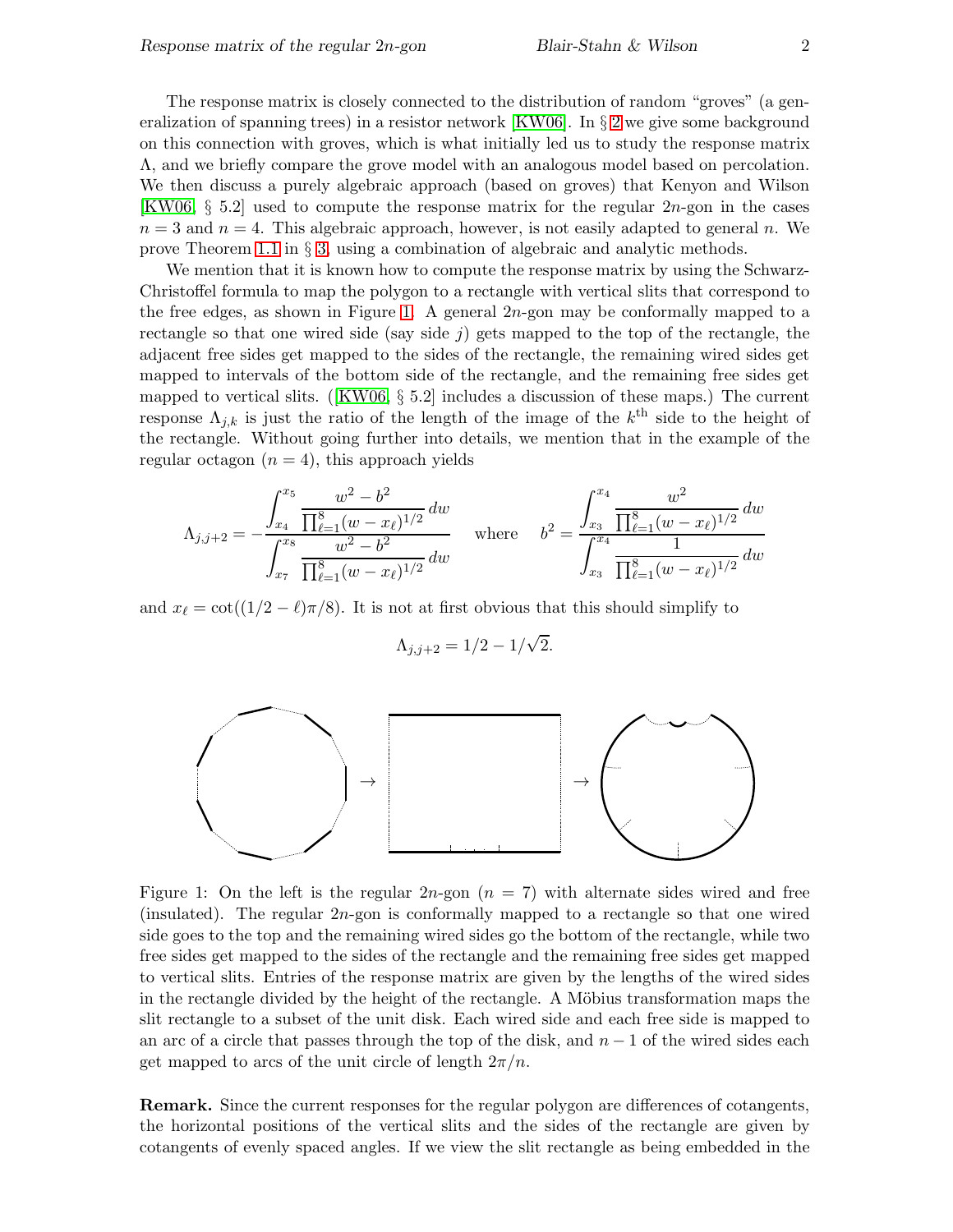The response matrix is closely connected to the distribution of random "groves" (a generalization of spanning trees) in a resistor network [KW06]. In § 2 we give some background on this connection with groves, which is what initially led us to study the response matrix $\Lambda$, and we briefly compare the grove model with an analogous model based on percolation. We then discuss a purely algebraic approach (based on groves) that Kenyon and Wilson [KW06, § 5.2] used to compute the response matrix for the regular $2n$-gon in the cases $n = 3$ and $n = 4$. This algebraic approach, however, is not easily adapted to general $n$. We prove Theorem 1.1 in § 3, using a combination of algebraic and analytic methods.

We mention that it is known how to compute the response matrix by using the Schwarz-Christoffel formula to map the polygon to a rectangle with vertical slits that correspond to the free edges, as shown in Figure 1. A general $2n$-gon may be conformally mapped to a rectangle so that one wired side (say side $j$) gets mapped to the top of the rectangle, the adjacent free sides get mapped to the sides of the rectangle, the remaining wired sides get mapped to intervals of the bottom side of the rectangle, and the remaining free sides get mapped to vertical slits. ([KW06, § 5.2] includes a discussion of these maps.) The current response $\Lambda_{j,k}$ is just the ratio of the length of the image of the $k^{\text{th}}$ side to the height of the rectangle. Without going further into details, we mention that in the example of the regular octagon ($n = 4$), this approach yields

$$\Lambda_{j,j+2} = -\frac{\displaystyle\int_{x_4}^{x_5} \frac{w^2 - b^2}{\prod_{\ell=1}^{8}(w - x_\ell)^{1/2}}\,dw}{\displaystyle\int_{x_7}^{x_8} \frac{w^2 - b^2}{\prod_{\ell=1}^{8}(w - x_\ell)^{1/2}}\,dw} \quad \text{where} \quad b^2 = \frac{\displaystyle\int_{x_3}^{x_4} \frac{w^2}{\prod_{\ell=1}^{8}(w - x_\ell)^{1/2}}\,dw}{\displaystyle\int_{x_3}^{x_4} \frac{1}{\prod_{\ell=1}^{8}(w - x_\ell)^{1/2}}\,dw}$$

and $x_\ell = \cot((1/2 - \ell)\pi/8)$. It is not at first obvious that this should simplify to

$$\Lambda_{j,j+2} = 1/2 - 1/\sqrt{2}.$$

Figure 1: On the left is the regular $2n$-gon ($n = 7$) with alternate sides wired and free (insulated). The regular $2n$-gon is conformally mapped to a rectangle so that one wired side goes to the top and the remaining wired sides go the bottom of the rectangle, while two free sides get mapped to the sides of the rectangle and the remaining free sides get mapped to vertical slits. Entries of the response matrix are given by the lengths of the wired sides in the rectangle divided by the height of the rectangle. A Möbius transformation maps the slit rectangle to a subset of the unit disk. Each wired side and each free side is mapped to an arc of a circle that passes through the top of the disk, and $n-1$ of the wired sides each get mapped to arcs of the unit circle of length $2\pi/n$.

**Remark.** Since the current responses for the regular polygon are differences of cotangents, the horizontal positions of the vertical slits and the sides of the rectangle are given by cotangents of evenly spaced angles. If we view the slit rectangle as being embedded in the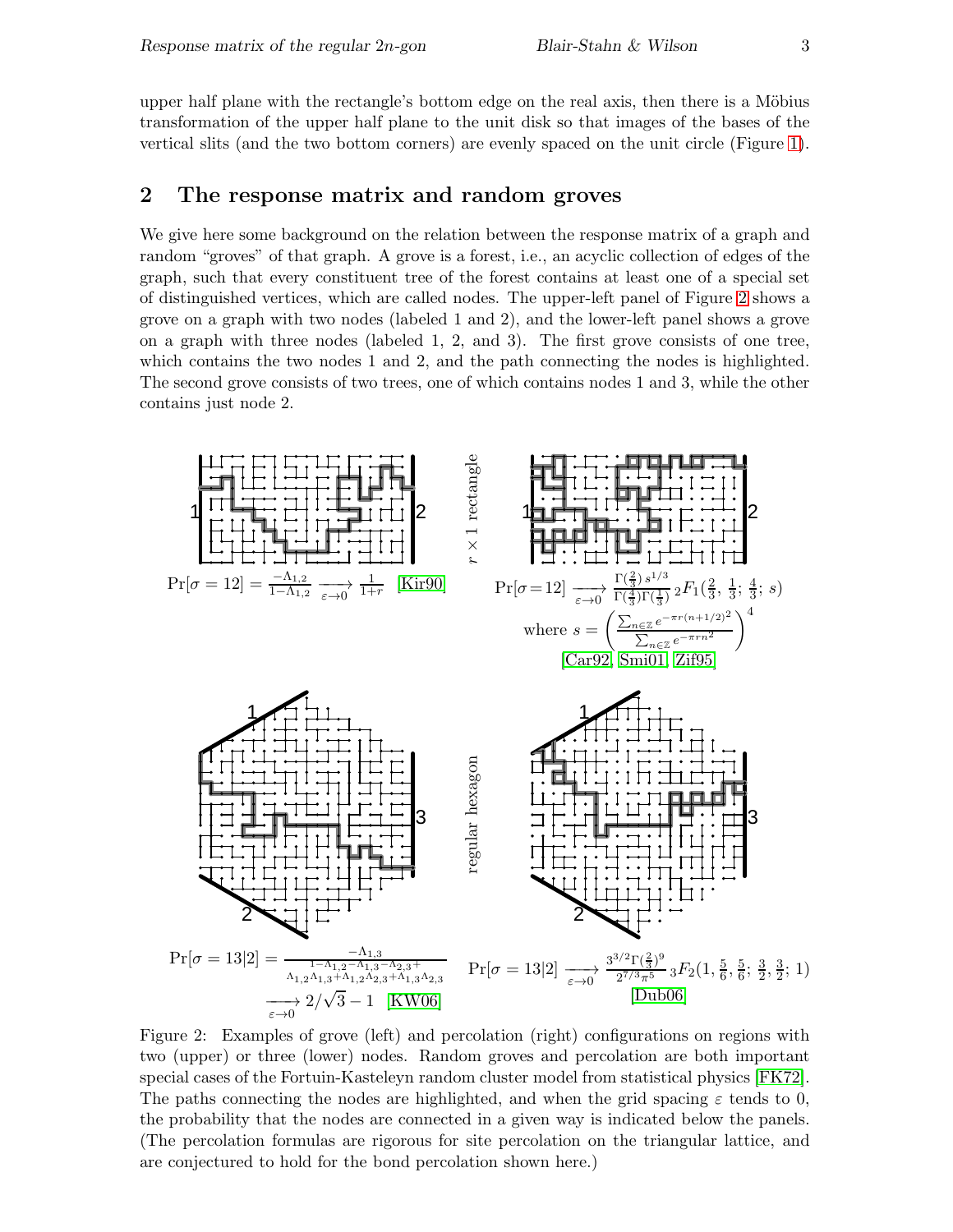upper half plane with the rectangle's bottom edge on the real axis, then there is a Möbius transformation of the upper half plane to the unit disk so that images of the bases of the vertical slits (and the two bottom corners) are evenly spaced on the unit circle (Figure 1).

## 2 The response matrix and random groves

We give here some background on the relation between the response matrix of a graph and random "groves" of that graph. A grove is a forest, i.e., an acyclic collection of edges of the graph, such that every constituent tree of the forest contains at least one of a special set of distinguished vertices, which are called nodes. The upper-left panel of Figure 2 shows a grove on a graph with two nodes (labeled 1 and 2), and the lower-left panel shows a grove on a graph with three nodes (labeled 1, 2, and 3). The first grove consists of one tree, which contains the two nodes 1 and 2, and the path connecting the nodes is highlighted. The second grove consists of two trees, one of which contains nodes 1 and 3, while the other contains just node 2.

$r \times 1$ rectangle

$$\Pr[\sigma = 12] = \frac{-\Lambda_{1,2}}{1-\Lambda_{1,2}} \xrightarrow[\varepsilon\to 0]{} \frac{1}{1+r} \quad \text{[Kir90]}$$

$$\Pr[\sigma=12] \xrightarrow[\varepsilon\to 0]{} \frac{\Gamma(\frac{2}{3})\, s^{1/3}}{\Gamma(\frac{4}{3})\Gamma(\frac{1}{3})}\, {}_2F_1(\tfrac{2}{3},\, \tfrac{1}{3};\, \tfrac{4}{3};\, s)$$

$$\text{where } s = \left(\frac{\sum_{n\in\mathbb{Z}} e^{-\pi r(n+1/2)^2}}{\sum_{n\in\mathbb{Z}} e^{-\pi r n^2}}\right)^4$$

[Car92, Smi01, Zif95]

regular hexagon

$$\Pr[\sigma = 13|2] = \frac{-\Lambda_{1,3}}{1-\Lambda_{1,2}-\Lambda_{1,3}-\Lambda_{2,3}+\Lambda_{1,2}\Lambda_{1,3}+\Lambda_{1,2}\Lambda_{2,3}+\Lambda_{1,3}\Lambda_{2,3}} \xrightarrow[\varepsilon\to 0]{} 2/\sqrt{3}-1 \quad \text{[KW06]}$$

$$\Pr[\sigma = 13|2] \xrightarrow[\varepsilon\to 0]{} \frac{3^{3/2}\Gamma(\frac{2}{3})^9}{2^{7/3}\pi^5}\, {}_3F_2(1, \tfrac{5}{6}, \tfrac{5}{6};\, \tfrac{3}{2}, \tfrac{3}{2};\, 1)$$

[Dub06]

Figure 2: Examples of grove (left) and percolation (right) configurations on regions with two (upper) or three (lower) nodes. Random groves and percolation are both important special cases of the Fortuin-Kasteleyn random cluster model from statistical physics [FK72]. The paths connecting the nodes are highlighted, and when the grid spacing $\varepsilon$ tends to 0, the probability that the nodes are connected in a given way is indicated below the panels. (The percolation formulas are rigorous for site percolation on the triangular lattice, and are conjectured to hold for the bond percolation shown here.)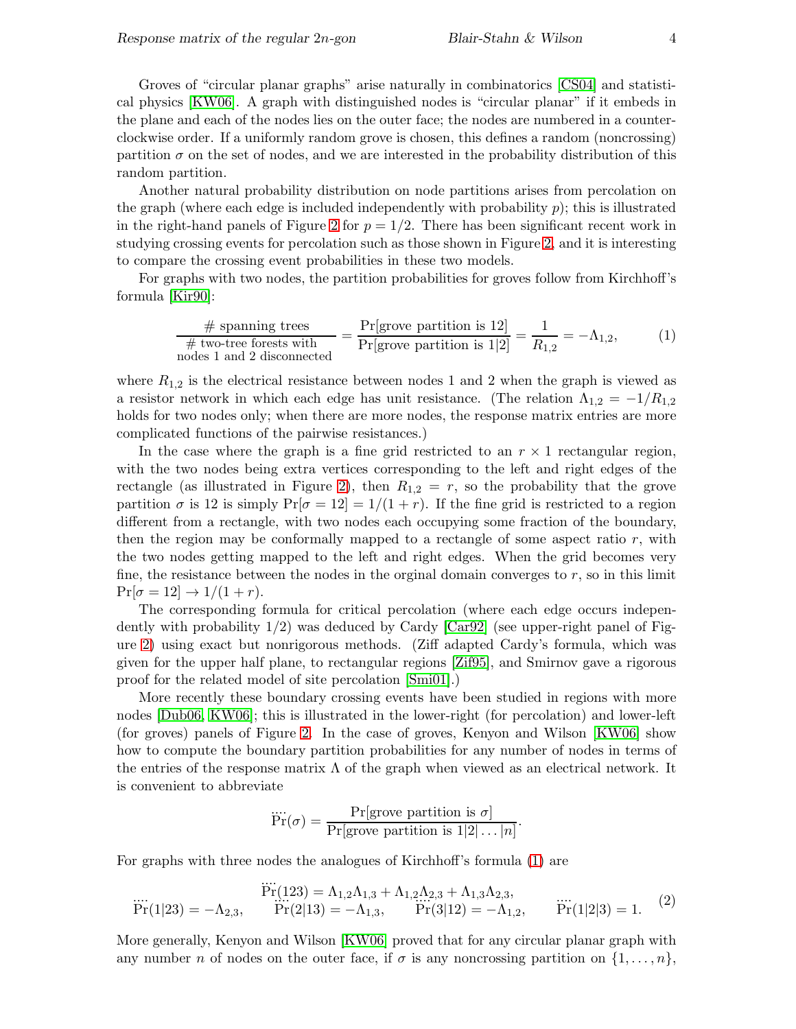Groves of "circular planar graphs" arise naturally in combinatorics [CS04] and statistical physics [KW06]. A graph with distinguished nodes is "circular planar" if it embeds in the plane and each of the nodes lies on the outer face; the nodes are numbered in a counterclockwise order. If a uniformly random grove is chosen, this defines a random (noncrossing) partition $\sigma$ on the set of nodes, and we are interested in the probability distribution of this random partition.

Another natural probability distribution on node partitions arises from percolation on the graph (where each edge is included independently with probability $p$); this is illustrated in the right-hand panels of Figure 2 for $p = 1/2$. There has been significant recent work in studying crossing events for percolation such as those shown in Figure 2, and it is interesting to compare the crossing event probabilities in these two models.

For graphs with two nodes, the partition probabilities for groves follow from Kirchhoff's formula [Kir90]:

$$\frac{\#\text{ spanning trees}}{\substack{\#\text{ two-tree forests with}\\ \text{nodes 1 and 2 disconnected}}} = \frac{\Pr[\text{grove partition is } 12]}{\Pr[\text{grove partition is } 1|2]} = \frac{1}{R_{1,2}} = -\Lambda_{1,2}, \tag{1}$$

where $R_{1,2}$ is the electrical resistance between nodes 1 and 2 when the graph is viewed as a resistor network in which each edge has unit resistance. (The relation $\Lambda_{1,2} = -1/R_{1,2}$ holds for two nodes only; when there are more nodes, the response matrix entries are more complicated functions of the pairwise resistances.)

In the case where the graph is a fine grid restricted to an $r \times 1$ rectangular region, with the two nodes being extra vertices corresponding to the left and right edges of the rectangle (as illustrated in Figure 2), then $R_{1,2} = r$, so the probability that the grove partition $\sigma$ is 12 is simply $\Pr[\sigma = 12] = 1/(1+r)$. If the fine grid is restricted to a region different from a rectangle, with two nodes each occupying some fraction of the boundary, then the region may be conformally mapped to a rectangle of some aspect ratio $r$, with the two nodes getting mapped to the left and right edges. When the grid becomes very fine, the resistance between the nodes in the orginal domain converges to $r$, so in this limit $\Pr[\sigma = 12] \to 1/(1+r)$.

The corresponding formula for critical percolation (where each edge occurs independently with probability 1/2) was deduced by Cardy [Car92] (see upper-right panel of Figure 2) using exact but nonrigorous methods. (Ziff adapted Cardy's formula, which was given for the upper half plane, to rectangular regions [Zif95], and Smirnov gave a rigorous proof for the related model of site percolation [Smi01].)

More recently these boundary crossing events have been studied in regions with more nodes [Dub06, KW06]; this is illustrated in the lower-right (for percolation) and lower-left (for groves) panels of Figure 2. In the case of groves, Kenyon and Wilson [KW06] show how to compute the boundary partition probabilities for any number of nodes in terms of the entries of the response matrix $\Lambda$ of the graph when viewed as an electrical network. It is convenient to abbreviate

$$\ddot{\Pr}(\sigma) = \frac{\Pr[\text{grove partition is } \sigma]}{\Pr[\text{grove partition is } 1|2|\dots|n]}.$$

For graphs with three nodes the analogues of Kirchhoff's formula (1) are

$$\begin{gathered}\ddot{\Pr}(123) = \Lambda_{1,2}\Lambda_{1,3} + \Lambda_{1,2}\Lambda_{2,3} + \Lambda_{1,3}\Lambda_{2,3}, \\ \ddot{\Pr}(1|23) = -\Lambda_{2,3}, \qquad \ddot{\Pr}(2|13) = -\Lambda_{1,3}, \qquad \ddot{\Pr}(3|12) = -\Lambda_{1,2}, \qquad \ddot{\Pr}(1|2|3) = 1.\end{gathered} \tag{2}$$

More generally, Kenyon and Wilson [KW06] proved that for any circular planar graph with any number $n$ of nodes on the outer face, if $\sigma$ is any noncrossing partition on $\{1, \dots, n\}$,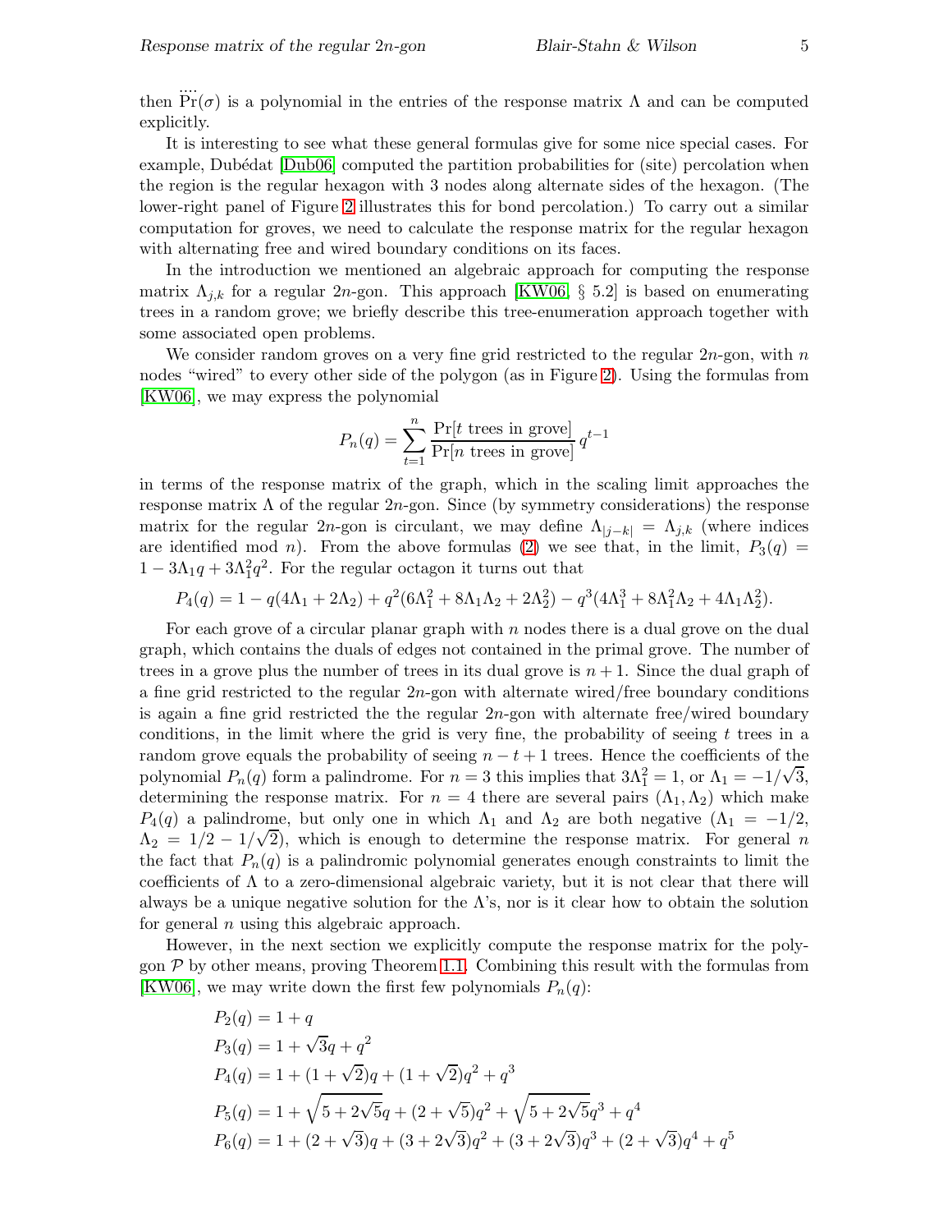then $\overset{....}{\Pr}(\sigma)$ is a polynomial in the entries of the response matrix $\Lambda$ and can be computed explicitly.

It is interesting to see what these general formulas give for some nice special cases. For example, Dubédat [Dub06] computed the partition probabilities for (site) percolation when the region is the regular hexagon with 3 nodes along alternate sides of the hexagon. (The lower-right panel of Figure 2 illustrates this for bond percolation.) To carry out a similar computation for groves, we need to calculate the response matrix for the regular hexagon with alternating free and wired boundary conditions on its faces.

In the introduction we mentioned an algebraic approach for computing the response matrix $\Lambda_{j,k}$ for a regular $2n$-gon. This approach [KW06, § 5.2] is based on enumerating trees in a random grove; we briefly describe this tree-enumeration approach together with some associated open problems.

We consider random groves on a very fine grid restricted to the regular $2n$-gon, with $n$ nodes "wired" to every other side of the polygon (as in Figure 2). Using the formulas from [KW06], we may express the polynomial

$$P_n(q) = \sum_{t=1}^{n} \frac{\Pr[t \text{ trees in grove}]}{\Pr[n \text{ trees in grove}]}\, q^{t-1}$$

in terms of the response matrix of the graph, which in the scaling limit approaches the response matrix $\Lambda$ of the regular $2n$-gon. Since (by symmetry considerations) the response matrix for the regular $2n$-gon is circulant, we may define $\Lambda_{|j-k|} = \Lambda_{j,k}$ (where indices are identified mod $n$). From the above formulas (2) we see that, in the limit, $P_3(q) = 1 - 3\Lambda_1 q + 3\Lambda_1^2 q^2$. For the regular octagon it turns out that

$$P_4(q) = 1 - q(4\Lambda_1 + 2\Lambda_2) + q^2(6\Lambda_1^2 + 8\Lambda_1\Lambda_2 + 2\Lambda_2^2) - q^3(4\Lambda_1^3 + 8\Lambda_1^2\Lambda_2 + 4\Lambda_1\Lambda_2^2).$$

For each grove of a circular planar graph with $n$ nodes there is a dual grove on the dual graph, which contains the duals of edges not contained in the primal grove. The number of trees in a grove plus the number of trees in its dual grove is $n+1$. Since the dual graph of a fine grid restricted to the regular $2n$-gon with alternate wired/free boundary conditions is again a fine grid restricted the the regular $2n$-gon with alternate free/wired boundary conditions, in the limit where the grid is very fine, the probability of seeing $t$ trees in a random grove equals the probability of seeing $n-t+1$ trees. Hence the coefficients of the polynomial $P_n(q)$ form a palindrome. For $n=3$ this implies that $3\Lambda_1^2 = 1$, or $\Lambda_1 = -1/\sqrt{3}$, determining the response matrix. For $n=4$ there are several pairs $(\Lambda_1, \Lambda_2)$ which make $P_4(q)$ a palindrome, but only one in which $\Lambda_1$ and $\Lambda_2$ are both negative ($\Lambda_1 = -1/2$, $\Lambda_2 = 1/2 - 1/\sqrt{2}$), which is enough to determine the response matrix. For general $n$ the fact that $P_n(q)$ is a palindromic polynomial generates enough constraints to limit the coefficients of $\Lambda$ to a zero-dimensional algebraic variety, but it is not clear that there will always be a unique negative solution for the $\Lambda$'s, nor is it clear how to obtain the solution for general $n$ using this algebraic approach.

However, in the next section we explicitly compute the response matrix for the polygon $\mathcal{P}$ by other means, proving Theorem 1.1. Combining this result with the formulas from [KW06], we may write down the first few polynomials $P_n(q)$:

$$\begin{aligned}
P_2(q) &= 1 + q \\
P_3(q) &= 1 + \sqrt{3}q + q^2 \\
P_4(q) &= 1 + (1+\sqrt{2})q + (1+\sqrt{2})q^2 + q^3 \\
P_5(q) &= 1 + \sqrt{5+2\sqrt{5}}\,q + (2+\sqrt{5})q^2 + \sqrt{5+2\sqrt{5}}\,q^3 + q^4 \\
P_6(q) &= 1 + (2+\sqrt{3})q + (3+2\sqrt{3})q^2 + (3+2\sqrt{3})q^3 + (2+\sqrt{3})q^4 + q^5
\end{aligned}$$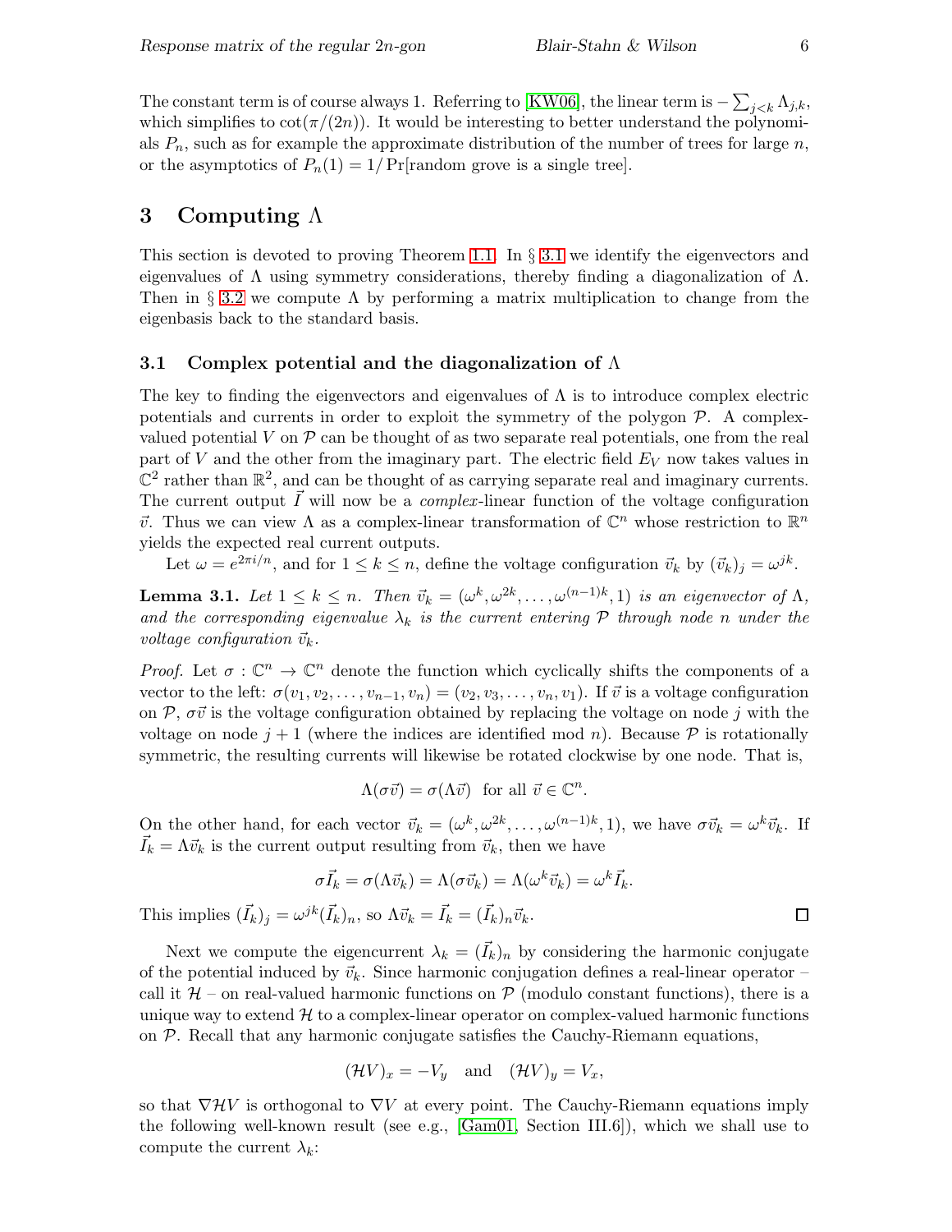The constant term is of course always 1. Referring to [KW06], the linear term is $-\sum_{j<k} \Lambda_{j,k}$, which simplifies to $\cot(\pi/(2n))$. It would be interesting to better understand the polynomials $P_n$, such as for example the approximate distribution of the number of trees for large $n$, or the asymptotics of $P_n(1) = 1/\Pr[\text{random grove is a single tree}]$.

## 3 Computing $\Lambda$

This section is devoted to proving Theorem 1.1. In § 3.1 we identify the eigenvectors and eigenvalues of $\Lambda$ using symmetry considerations, thereby finding a diagonalization of $\Lambda$. Then in § 3.2 we compute $\Lambda$ by performing a matrix multiplication to change from the eigenbasis back to the standard basis.

### 3.1 Complex potential and the diagonalization of $\Lambda$

The key to finding the eigenvectors and eigenvalues of $\Lambda$ is to introduce complex electric potentials and currents in order to exploit the symmetry of the polygon $\mathcal{P}$. A complex-valued potential $V$ on $\mathcal{P}$ can be thought of as two separate real potentials, one from the real part of $V$ and the other from the imaginary part. The electric field $E_V$ now takes values in $\mathbb{C}^2$ rather than $\mathbb{R}^2$, and can be thought of as carrying separate real and imaginary currents. The current output $\vec{I}$ will now be a *complex*-linear function of the voltage configuration $\vec{v}$. Thus we can view $\Lambda$ as a complex-linear transformation of $\mathbb{C}^n$ whose restriction to $\mathbb{R}^n$ yields the expected real current outputs.

Let $\omega = e^{2\pi i/n}$, and for $1 \le k \le n$, define the voltage configuration $\vec{v}_k$ by $(\vec{v}_k)_j = \omega^{jk}$.

**Lemma 3.1.** *Let $1 \le k \le n$. Then $\vec{v}_k = (\omega^k, \omega^{2k}, \ldots, \omega^{(n-1)k}, 1)$ is an eigenvector of $\Lambda$, and the corresponding eigenvalue $\lambda_k$ is the current entering $\mathcal{P}$ through node $n$ under the voltage configuration $\vec{v}_k$.*

*Proof.* Let $\sigma : \mathbb{C}^n \to \mathbb{C}^n$ denote the function which cyclically shifts the components of a vector to the left: $\sigma(v_1, v_2, \ldots, v_{n-1}, v_n) = (v_2, v_3, \ldots, v_n, v_1)$. If $\vec{v}$ is a voltage configuration on $\mathcal{P}$, $\sigma\vec{v}$ is the voltage configuration obtained by replacing the voltage on node $j$ with the voltage on node $j+1$ (where the indices are identified mod $n$). Because $\mathcal{P}$ is rotationally symmetric, the resulting currents will likewise be rotated clockwise by one node. That is,

$$\Lambda(\sigma\vec{v}) = \sigma(\Lambda\vec{v}) \quad \text{for all } \vec{v} \in \mathbb{C}^n.$$

On the other hand, for each vector $\vec{v}_k = (\omega^k, \omega^{2k}, \ldots, \omega^{(n-1)k}, 1)$, we have $\sigma\vec{v}_k = \omega^k\vec{v}_k$. If $\vec{I}_k = \Lambda\vec{v}_k$ is the current output resulting from $\vec{v}_k$, then we have

$$\sigma\vec{I}_k = \sigma(\Lambda\vec{v}_k) = \Lambda(\sigma\vec{v}_k) = \Lambda(\omega^k\vec{v}_k) = \omega^k\vec{I}_k.$$

This implies $(\vec{I}_k)_j = \omega^{jk}(\vec{I}_k)_n$, so $\Lambda\vec{v}_k = \vec{I}_k = (\vec{I}_k)_n\vec{v}_k$. $\square$

Next we compute the eigencurrent $\lambda_k = (\vec{I}_k)_n$ by considering the harmonic conjugate of the potential induced by $\vec{v}_k$. Since harmonic conjugation defines a real-linear operator – call it $\mathcal{H}$ – on real-valued harmonic functions on $\mathcal{P}$ (modulo constant functions), there is a unique way to extend $\mathcal{H}$ to a complex-linear operator on complex-valued harmonic functions on $\mathcal{P}$. Recall that any harmonic conjugate satisfies the Cauchy-Riemann equations,

$$(\mathcal{H}V)_x = -V_y \quad \text{and} \quad (\mathcal{H}V)_y = V_x,$$

so that $\nabla\mathcal{H}V$ is orthogonal to $\nabla V$ at every point. The Cauchy-Riemann equations imply the following well-known result (see e.g., [Gam01, Section III.6]), which we shall use to compute the current $\lambda_k$: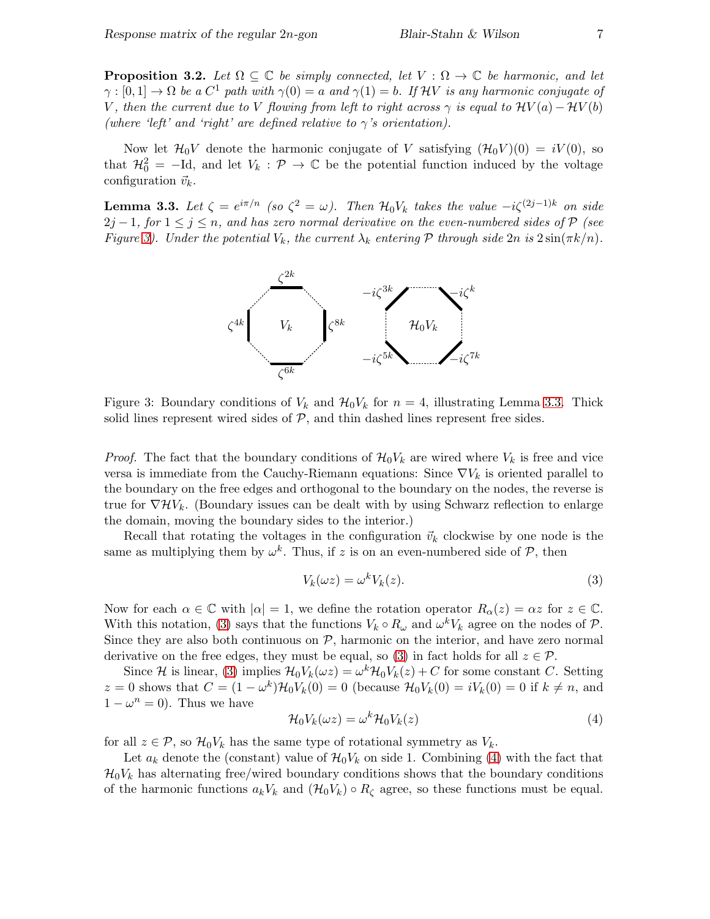**Proposition 3.2.** *Let $\Omega \subseteq \mathbb{C}$ be simply connected, let $V : \Omega \to \mathbb{C}$ be harmonic, and let $\gamma : [0,1] \to \Omega$ be a $C^1$ path with $\gamma(0) = a$ and $\gamma(1) = b$. If $\mathcal{H}V$ is any harmonic conjugate of $V$, then the current due to $V$ flowing from left to right across $\gamma$ is equal to $\mathcal{H}V(a) - \mathcal{H}V(b)$ (where 'left' and 'right' are defined relative to $\gamma$'s orientation).*

Now let $\mathcal{H}_0 V$ denote the harmonic conjugate of $V$ satisfying $(\mathcal{H}_0 V)(0) = iV(0)$, so that $\mathcal{H}_0^2 = -\mathrm{Id}$, and let $V_k : \mathcal{P} \to \mathbb{C}$ be the potential function induced by the voltage configuration $\vec{v}_k$.

**Lemma 3.3.** *Let $\zeta = e^{i\pi/n}$ (so $\zeta^2 = \omega$). Then $\mathcal{H}_0 V_k$ takes the value $-i\zeta^{(2j-1)k}$ on side $2j-1$, for $1 \le j \le n$, and has zero normal derivative on the even-numbered sides of $\mathcal{P}$ (see Figure 3). Under the potential $V_k$, the current $\lambda_k$ entering $\mathcal{P}$ through side $2n$ is $2\sin(\pi k/n)$.*

Figure 3: Boundary conditions of $V_k$ and $\mathcal{H}_0 V_k$ for $n = 4$, illustrating Lemma 3.3. Thick solid lines represent wired sides of $\mathcal{P}$, and thin dashed lines represent free sides.

*Proof.* The fact that the boundary conditions of $\mathcal{H}_0 V_k$ are wired where $V_k$ is free and vice versa is immediate from the Cauchy-Riemann equations: Since $\nabla V_k$ is oriented parallel to the boundary on the free edges and orthogonal to the boundary on the nodes, the reverse is true for $\nabla \mathcal{H} V_k$. (Boundary issues can be dealt with by using Schwarz reflection to enlarge the domain, moving the boundary sides to the interior.)

Recall that rotating the voltages in the configuration $\vec{v}_k$ clockwise by one node is the same as multiplying them by $\omega^k$. Thus, if $z$ is on an even-numbered side of $\mathcal{P}$, then

$$V_k(\omega z) = \omega^k V_k(z). \tag{3}$$

Now for each $\alpha \in \mathbb{C}$ with $|\alpha| = 1$, we define the rotation operator $R_\alpha(z) = \alpha z$ for $z \in \mathbb{C}$. With this notation, (3) says that the functions $V_k \circ R_\omega$ and $\omega^k V_k$ agree on the nodes of $\mathcal{P}$. Since they are also both continuous on $\mathcal{P}$, harmonic on the interior, and have zero normal derivative on the free edges, they must be equal, so (3) in fact holds for all $z \in \mathcal{P}$.

Since $\mathcal{H}$ is linear, (3) implies $\mathcal{H}_0 V_k(\omega z) = \omega^k \mathcal{H}_0 V_k(z) + C$ for some constant $C$. Setting $z = 0$ shows that $C = (1 - \omega^k)\mathcal{H}_0 V_k(0) = 0$ (because $\mathcal{H}_0 V_k(0) = iV_k(0) = 0$ if $k \neq n$, and $1 - \omega^n = 0$). Thus we have

$$\mathcal{H}_0 V_k(\omega z) = \omega^k \mathcal{H}_0 V_k(z) \tag{4}$$

for all $z \in \mathcal{P}$, so $\mathcal{H}_0 V_k$ has the same type of rotational symmetry as $V_k$.

Let $a_k$ denote the (constant) value of $\mathcal{H}_0 V_k$ on side 1. Combining (4) with the fact that $\mathcal{H}_0 V_k$ has alternating free/wired boundary conditions shows that the boundary conditions of the harmonic functions $a_k V_k$ and $(\mathcal{H}_0 V_k) \circ R_\zeta$ agree, so these functions must be equal.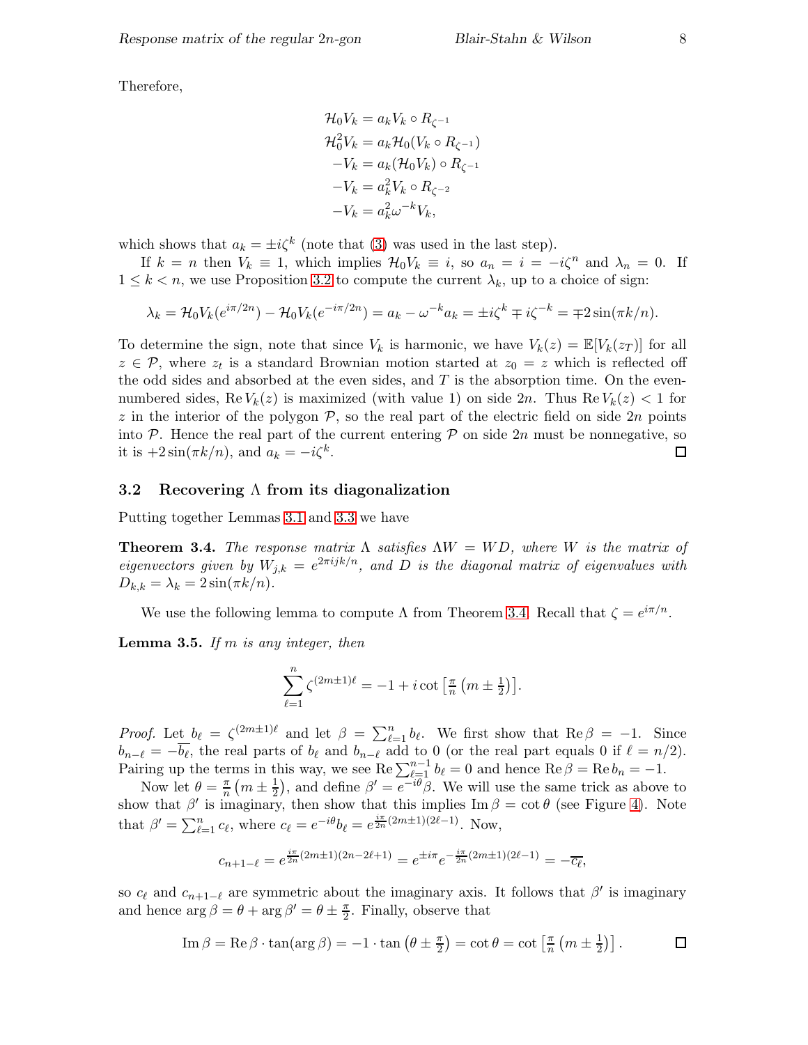Therefore,

$$
\begin{aligned}
\mathcal{H}_0 V_k &= a_k V_k \circ R_{\zeta^{-1}} \\
\mathcal{H}_0^2 V_k &= a_k \mathcal{H}_0 (V_k \circ R_{\zeta^{-1}}) \\
-V_k &= a_k (\mathcal{H}_0 V_k) \circ R_{\zeta^{-1}} \\
-V_k &= a_k^2 V_k \circ R_{\zeta^{-2}} \\
-V_k &= a_k^2 \omega^{-k} V_k,
\end{aligned}
$$

which shows that $a_k = \pm i\zeta^k$ (note that (3) was used in the last step).

If $k = n$ then $V_k \equiv 1$, which implies $\mathcal{H}_0 V_k \equiv i$, so $a_n = i = -i\zeta^n$ and $\lambda_n = 0$. If $1 \le k < n$, we use Proposition 3.2 to compute the current $\lambda_k$, up to a choice of sign:

$$
\lambda_k = \mathcal{H}_0 V_k(e^{i\pi/2n}) - \mathcal{H}_0 V_k(e^{-i\pi/2n}) = a_k - \omega^{-k} a_k = \pm i\zeta^k \mp i\zeta^{-k} = \mp 2\sin(\pi k/n).
$$

To determine the sign, note that since $V_k$ is harmonic, we have $V_k(z) = \mathbb{E}[V_k(z_T)]$ for all $z \in \mathcal{P}$, where $z_t$ is a standard Brownian motion started at $z_0 = z$ which is reflected off the odd sides and absorbed at the even sides, and $T$ is the absorption time. On the even-numbered sides, $\operatorname{Re} V_k(z)$ is maximized (with value 1) on side $2n$. Thus $\operatorname{Re} V_k(z) < 1$ for $z$ in the interior of the polygon $\mathcal{P}$, so the real part of the electric field on side $2n$ points into $\mathcal{P}$. Hence the real part of the current entering $\mathcal{P}$ on side $2n$ must be nonnegative, so it is $+2\sin(\pi k/n)$, and $a_k = -i\zeta^k$. ◻

### 3.2 Recovering Λ from its diagonalization

Putting together Lemmas 3.1 and 3.3 we have

**Theorem 3.4.** *The response matrix $\Lambda$ satisfies $\Lambda W = WD$, where $W$ is the matrix of eigenvectors given by $W_{j,k} = e^{2\pi i jk/n}$, and $D$ is the diagonal matrix of eigenvalues with $D_{k,k} = \lambda_k = 2\sin(\pi k/n)$.*

We use the following lemma to compute $\Lambda$ from Theorem 3.4. Recall that $\zeta = e^{i\pi/n}$.

**Lemma 3.5.** *If $m$ is any integer, then*

$$
\sum_{\ell=1}^{n} \zeta^{(2m\pm1)\ell} = -1 + i\cot\left[\tfrac{\pi}{n}\left(m \pm \tfrac{1}{2}\right)\right].
$$

*Proof.* Let $b_\ell = \zeta^{(2m\pm1)\ell}$ and let $\beta = \sum_{\ell=1}^{n} b_\ell$. We first show that $\operatorname{Re}\beta = -1$. Since $b_{n-\ell} = -\overline{b_\ell}$, the real parts of $b_\ell$ and $b_{n-\ell}$ add to 0 (or the real part equals 0 if $\ell = n/2$). Pairing up the terms in this way, we see $\operatorname{Re}\sum_{\ell=1}^{n-1} b_\ell = 0$ and hence $\operatorname{Re}\beta = \operatorname{Re} b_n = -1$.

Now let $\theta = \frac{\pi}{n}\left(m \pm \frac{1}{2}\right)$, and define $\beta' = e^{-i\theta}\beta$. We will use the same trick as above to show that $\beta'$ is imaginary, then show that this implies $\operatorname{Im}\beta = \cot\theta$ (see Figure 4). Note that $\beta' = \sum_{\ell=1}^{n} c_\ell$, where $c_\ell = e^{-i\theta} b_\ell = e^{\frac{i\pi}{2n}(2m\pm1)(2\ell-1)}$. Now,

$$
c_{n+1-\ell} = e^{\frac{i\pi}{2n}(2m\pm1)(2n-2\ell+1)} = e^{\pm i\pi} e^{-\frac{i\pi}{2n}(2m\pm1)(2\ell-1)} = -\overline{c_\ell},
$$

so $c_\ell$ and $c_{n+1-\ell}$ are symmetric about the imaginary axis. It follows that $\beta'$ is imaginary and hence $\arg\beta = \theta + \arg\beta' = \theta \pm \frac{\pi}{2}$. Finally, observe that

$$
\operatorname{Im}\beta = \operatorname{Re}\beta \cdot \tan(\arg\beta) = -1 \cdot \tan\left(\theta \pm \tfrac{\pi}{2}\right) = \cot\theta = \cot\left[\tfrac{\pi}{n}\left(m \pm \tfrac{1}{2}\right)\right].
$$

◻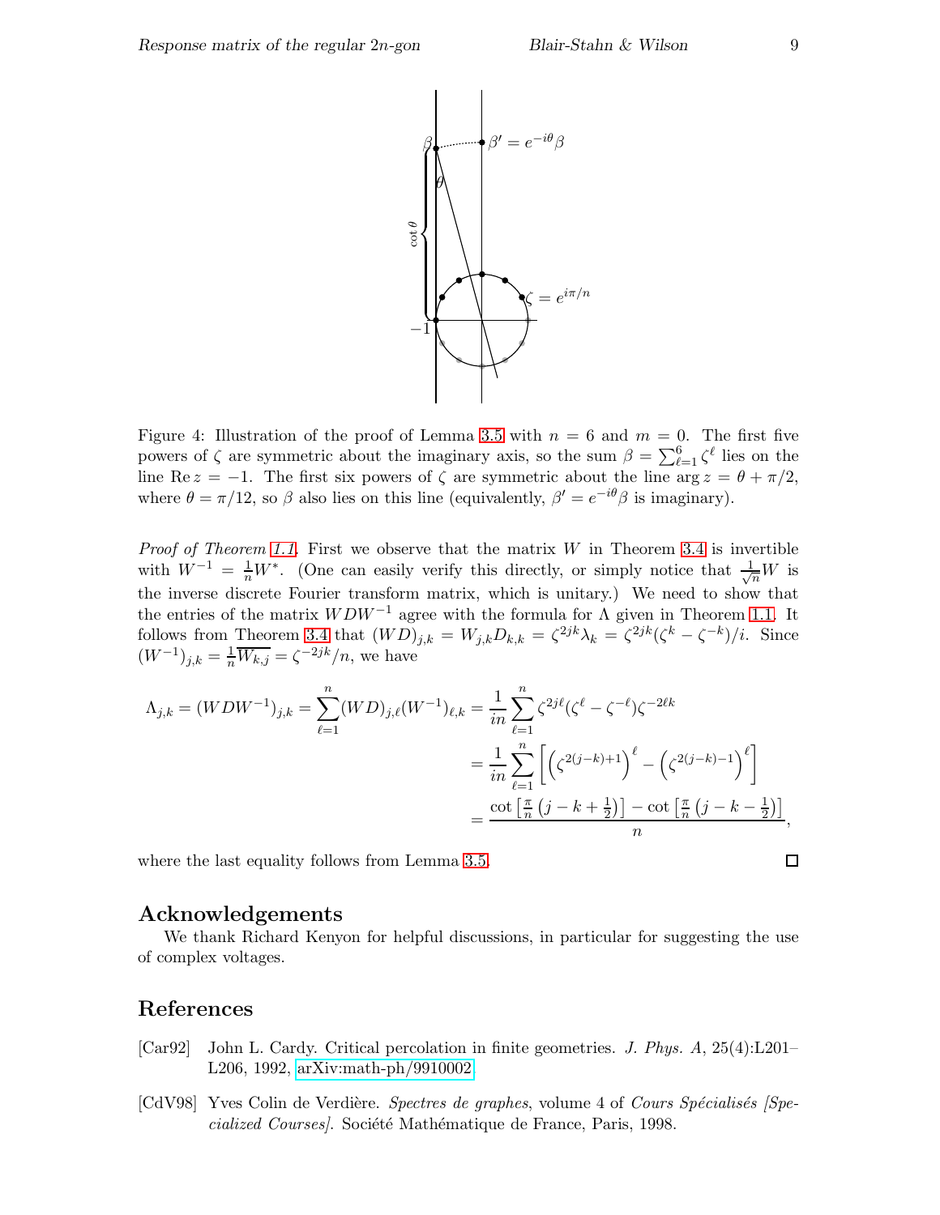Figure 4: Illustration of the proof of Lemma 3.5 with $n = 6$ and $m = 0$. The first five powers of $\zeta$ are symmetric about the imaginary axis, so the sum $\beta = \sum_{\ell=1}^{6} \zeta^\ell$ lies on the line $\operatorname{Re} z = -1$. The first six powers of $\zeta$ are symmetric about the line $\arg z = \theta + \pi/2$, where $\theta = \pi/12$, so $\beta$ also lies on this line (equivalently, $\beta' = e^{-i\theta}\beta$ is imaginary).

*Proof of Theorem 1.1.* First we observe that the matrix $W$ in Theorem 3.4 is invertible with $W^{-1} = \frac{1}{n}W^*$. (One can easily verify this directly, or simply notice that $\frac{1}{\sqrt{n}}W$ is the inverse discrete Fourier transform matrix, which is unitary.) We need to show that the entries of the matrix $WDW^{-1}$ agree with the formula for $\Lambda$ given in Theorem 1.1. It follows from Theorem 3.4 that $(WD)_{j,k} = W_{j,k}D_{k,k} = \zeta^{2jk}\lambda_k = \zeta^{2jk}(\zeta^k - \zeta^{-k})/i$. Since $(W^{-1})_{j,k} = \frac{1}{n}\overline{W_{k,j}} = \zeta^{-2jk}/n$, we have

$$
\begin{aligned}
\Lambda_{j,k} = (WDW^{-1})_{j,k} = \sum_{\ell=1}^{n}(WD)_{j,\ell}(W^{-1})_{\ell,k} &= \frac{1}{in}\sum_{\ell=1}^{n}\zeta^{2j\ell}(\zeta^\ell - \zeta^{-\ell})\zeta^{-2\ell k} \\
&= \frac{1}{in}\sum_{\ell=1}^{n}\left[\left(\zeta^{2(j-k)+1}\right)^\ell - \left(\zeta^{2(j-k)-1}\right)^\ell\right] \\
&= \frac{\cot\left[\frac{\pi}{n}\left(j-k+\frac{1}{2}\right)\right] - \cot\left[\frac{\pi}{n}\left(j-k-\frac{1}{2}\right)\right]}{n},
\end{aligned}
$$

where the last equality follows from Lemma 3.5. □

## Acknowledgements

We thank Richard Kenyon for helpful discussions, in particular for suggesting the use of complex voltages.

## References

[Car92] John L. Cardy. Critical percolation in finite geometries. *J. Phys. A*, 25(4):L201–L206, 1992, arXiv:math-ph/9910002.

[CdV98] Yves Colin de Verdière. *Spectres de graphes*, volume 4 of *Cours Spécialisés [Specialized Courses]*. Société Mathématique de France, Paris, 1998.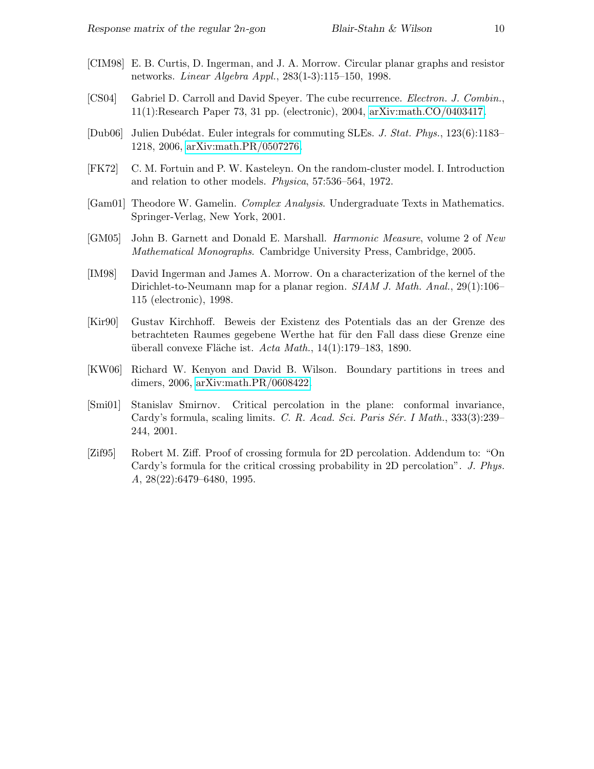[CIM98] E. B. Curtis, D. Ingerman, and J. A. Morrow. Circular planar graphs and resistor networks. *Linear Algebra Appl.*, 283(1-3):115–150, 1998.

[CS04] Gabriel D. Carroll and David Speyer. The cube recurrence. *Electron. J. Combin.*, 11(1):Research Paper 73, 31 pp. (electronic), 2004, arXiv:math.CO/0403417.

[Dub06] Julien Dubédat. Euler integrals for commuting SLEs. *J. Stat. Phys.*, 123(6):1183–1218, 2006, arXiv:math.PR/0507276.

[FK72] C. M. Fortuin and P. W. Kasteleyn. On the random-cluster model. I. Introduction and relation to other models. *Physica*, 57:536–564, 1972.

[Gam01] Theodore W. Gamelin. *Complex Analysis*. Undergraduate Texts in Mathematics. Springer-Verlag, New York, 2001.

[GM05] John B. Garnett and Donald E. Marshall. *Harmonic Measure*, volume 2 of *New Mathematical Monographs*. Cambridge University Press, Cambridge, 2005.

[IM98] David Ingerman and James A. Morrow. On a characterization of the kernel of the Dirichlet-to-Neumann map for a planar region. *SIAM J. Math. Anal.*, 29(1):106–115 (electronic), 1998.

[Kir90] Gustav Kirchhoff. Beweis der Existenz des Potentials das an der Grenze des betrachteten Raumes gegebene Werthe hat für den Fall dass diese Grenze eine überall convexe Fläche ist. *Acta Math.*, 14(1):179–183, 1890.

[KW06] Richard W. Kenyon and David B. Wilson. Boundary partitions in trees and dimers, 2006, arXiv:math.PR/0608422.

[Smi01] Stanislav Smirnov. Critical percolation in the plane: conformal invariance, Cardy's formula, scaling limits. *C. R. Acad. Sci. Paris Sér. I Math.*, 333(3):239–244, 2001.

[Zif95] Robert M. Ziff. Proof of crossing formula for 2D percolation. Addendum to: "On Cardy's formula for the critical crossing probability in 2D percolation". *J. Phys. A*, 28(22):6479–6480, 1995.